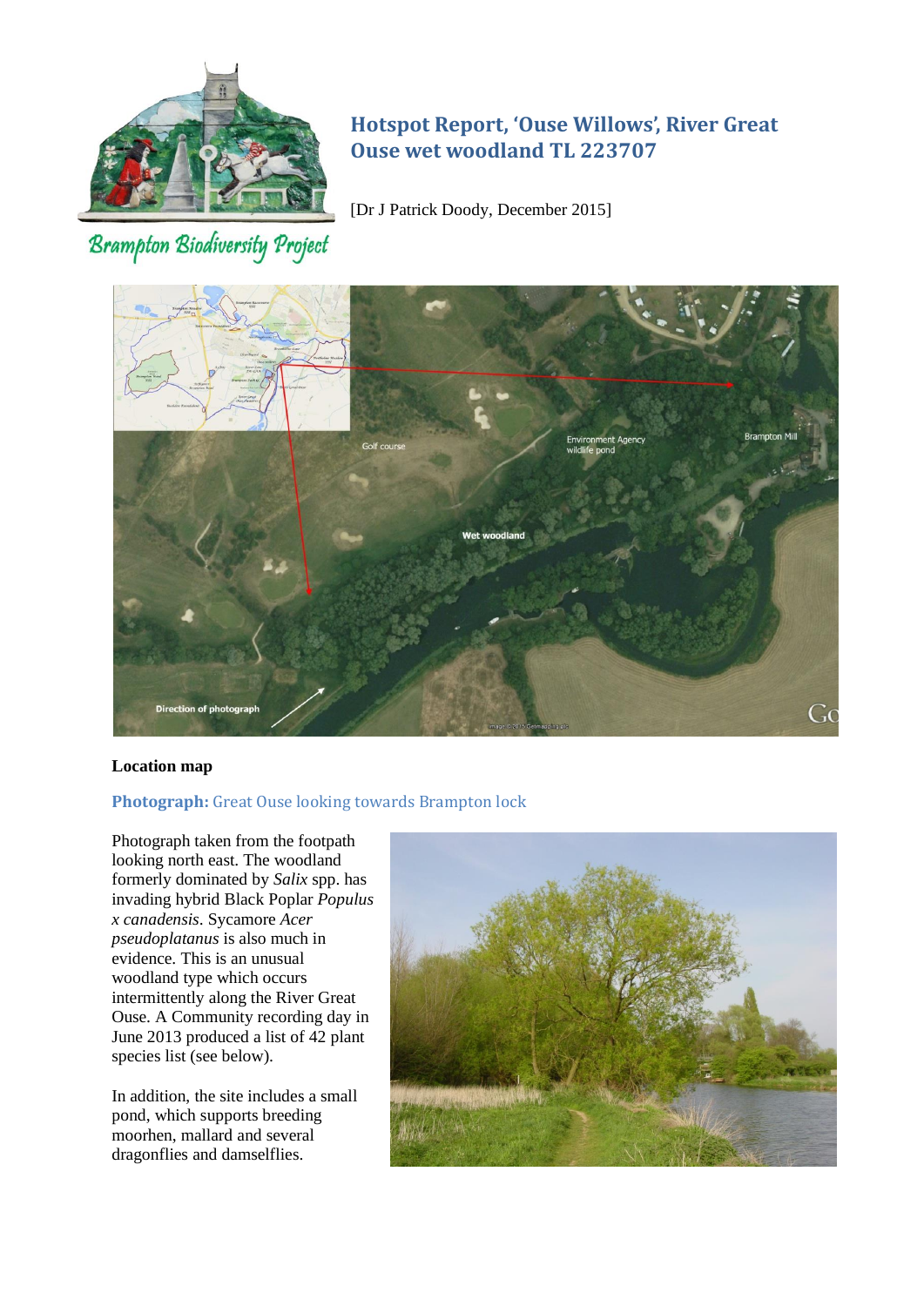# Hotspot Report, 'Ouse Willows', River Great Ouse wet woodland TL 223707

Brampton Biodiversity Project

[Dr J Patrick Doody, December 2015]

**Location map**

## Photograph: Great Ouse looking towards Brampton lock

Photograph taken from the footpath looking north east. The woodland formerly dominated by *Salix* spp. has invading hybrid Black Poplar *Populus x canadensis*. Sycamore *Acer pseudoplatanus* is also much in evidence. This is an unusual woodland type which occurs intermittently along the River Great Ouse. A Community recording day in June 2013 produced a list of 42 plant species list (see below).

In addition, the site includes a small pond, which supports breeding moorhen, mallard and several dragonflies and damselflies.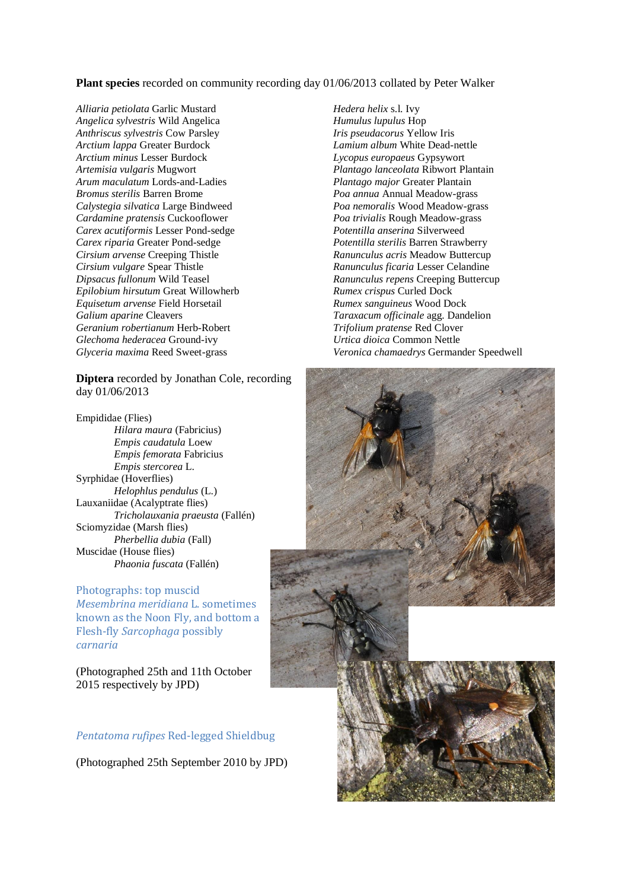**Plant species** recorded on community recording day 01/06/2013 collated by Peter Walker

*Alliaria petiolata* Garlic Mustard
*Angelica sylvestris* Wild Angelica
*Anthriscus sylvestris* Cow Parsley
*Arctium lappa* Greater Burdock
*Arctium minus* Lesser Burdock
*Artemisia vulgaris* Mugwort
*Arum maculatum* Lords-and-Ladies
*Bromus sterilis* Barren Brome
*Calystegia silvatica* Large Bindweed
*Cardamine pratensis* Cuckooflower
*Carex acutiformis* Lesser Pond-sedge
*Carex riparia* Greater Pond-sedge
*Cirsium arvense* Creeping Thistle
*Cirsium vulgare* Spear Thistle
*Dipsacus fullonum* Wild Teasel
*Epilobium hirsutum* Great Willowherb
*Equisetum arvense* Field Horsetail
*Galium aparine* Cleavers
*Geranium robertianum* Herb-Robert
*Glechoma hederacea* Ground-ivy
*Glyceria maxima* Reed Sweet-grass
*Hedera helix* s.l. Ivy
*Humulus lupulus* Hop
*Iris pseudacorus* Yellow Iris
*Lamium album* White Dead-nettle
*Lycopus europaeus* Gypsywort
*Plantago lanceolata* Ribwort Plantain
*Plantago major* Greater Plantain
*Poa annua* Annual Meadow-grass
*Poa nemoralis* Wood Meadow-grass
*Poa trivialis* Rough Meadow-grass
*Potentilla anserina* Silverweed
*Potentilla sterilis* Barren Strawberry
*Ranunculus acris* Meadow Buttercup
*Ranunculus ficaria* Lesser Celandine
*Ranunculus repens* Creeping Buttercup
*Rumex crispus* Curled Dock
*Rumex sanguineus* Wood Dock
*Taraxacum officinale* agg. Dandelion
*Trifolium pratense* Red Clover
*Urtica dioica* Common Nettle
*Veronica chamaedrys* Germander Speedwell

**Diptera** recorded by Jonathan Cole, recording day 01/06/2013

Empididae (Flies)
- *Hilara maura* (Fabricius)
- *Empis caudatula* Loew
- *Empis femorata* Fabricius
- *Empis stercorea* L.

Syrphidae (Hoverflies)
- *Helophlus pendulus* (L.)

Lauxaniidae (Acalyptrate flies)
- *Tricholauxania praeusta* (Fallén)

Sciomyzidae (Marsh flies)
- *Pherbellia dubia* (Fall)

Muscidae (House flies)
- *Phaonia fuscata* (Fallén)

Photographs: top muscid *Mesembrina meridiana* L. sometimes known as the Noon Fly, and bottom a Flesh-fly *Sarcophaga* possibly *carnaria*

(Photographed 25th and 11th October 2015 respectively by JPD)

*Pentatoma rufipes* Red-legged Shieldbug

(Photographed 25th September 2010 by JPD)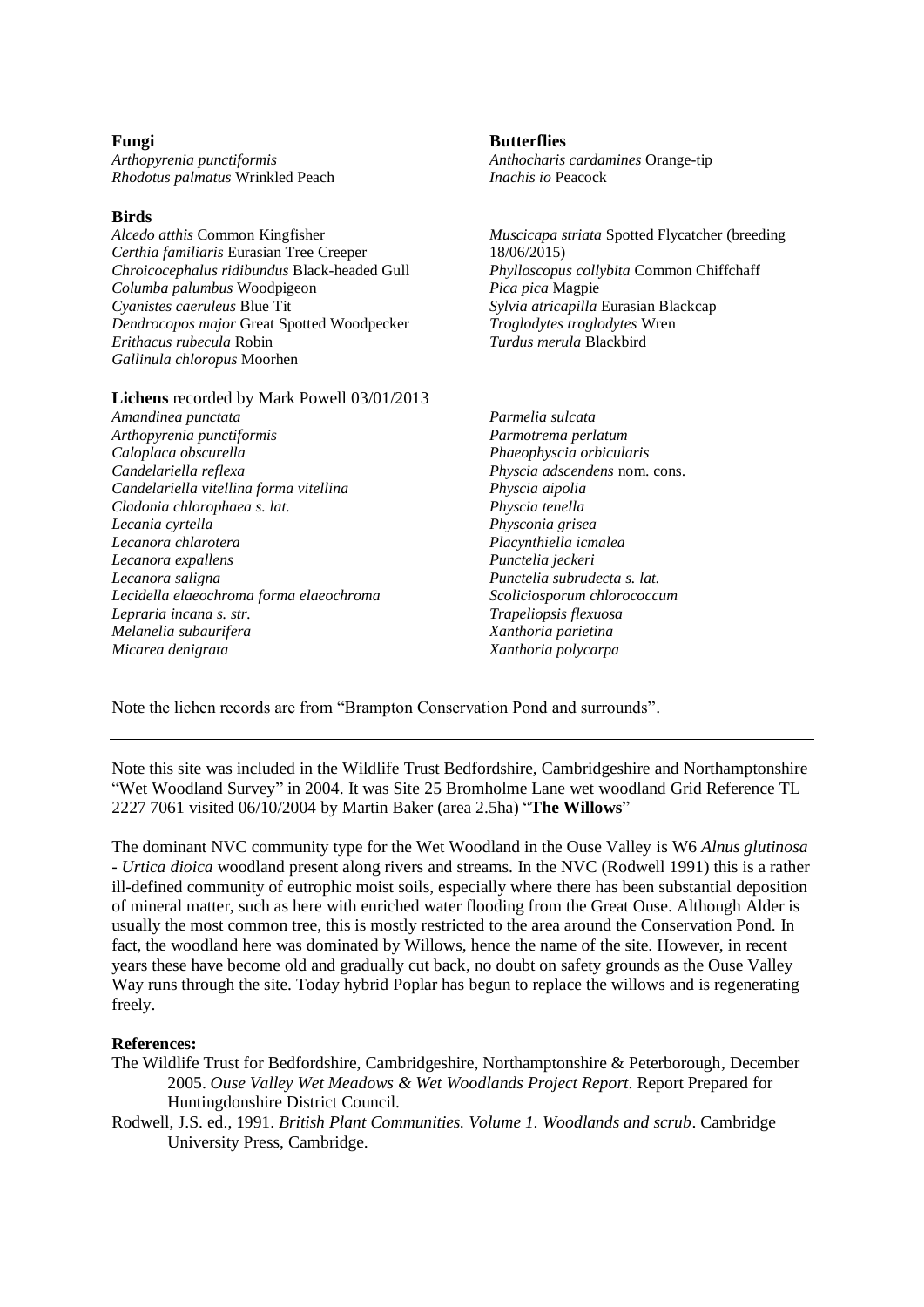**Fungi**

*Arthopyrenia punctiformis*
*Rhodotus palmatus* Wrinkled Peach

**Butterflies**

*Anthocharis cardamines* Orange-tip
*Inachis io* Peacock

**Birds**

*Alcedo atthis* Common Kingfisher
*Certhia familiaris* Eurasian Tree Creeper
*Chroicocephalus ridibundus* Black-headed Gull
*Columba palumbus* Woodpigeon
*Cyanistes caeruleus* Blue Tit
*Dendrocopos major* Great Spotted Woodpecker
*Erithacus rubecula* Robin
*Gallinula chloropus* Moorhen
*Muscicapa striata* Spotted Flycatcher (breeding 18/06/2015)
*Phylloscopus collybita* Common Chiffchaff
*Pica pica* Magpie
*Sylvia atricapilla* Eurasian Blackcap
*Troglodytes troglodytes* Wren
*Turdus merula* Blackbird

**Lichens** recorded by Mark Powell 03/01/2013

*Amandinea punctata*
*Arthopyrenia punctiformis*
*Caloplaca obscurella*
*Candelariella reflexa*
*Candelariella vitellina forma vitellina*
*Cladonia chlorophaea s. lat.*
*Lecania cyrtella*
*Lecanora chlarotera*
*Lecanora expallens*
*Lecanora saligna*
*Lecidella elaeochroma forma elaeochroma*
*Lepraria incana s. str.*
*Melanelia subaurifera*
*Micarea denigrata*
*Parmelia sulcata*
*Parmotrema perlatum*
*Phaeophyscia orbicularis*
*Physcia adscendens* nom. cons.
*Physcia aipolia*
*Physcia tenella*
*Physconia grisea*
*Placynthiella icmalea*
*Punctelia jeckeri*
*Punctelia subrudecta s. lat.*
*Scoliciosporum chlorococcum*
*Trapeliopsis flexuosa*
*Xanthoria parietina*
*Xanthoria polycarpa*

Note the lichen records are from "Brampton Conservation Pond and surrounds".

---

Note this site was included in the Wildlife Trust Bedfordshire, Cambridgeshire and Northamptonshire "Wet Woodland Survey" in 2004. It was Site 25 Bromholme Lane wet woodland Grid Reference TL 2227 7061 visited 06/10/2004 by Martin Baker (area 2.5ha) "**The Willows**"

The dominant NVC community type for the Wet Woodland in the Ouse Valley is W6 *Alnus glutinosa - Urtica dioica* woodland present along rivers and streams. In the NVC (Rodwell 1991) this is a rather ill-defined community of eutrophic moist soils, especially where there has been substantial deposition of mineral matter, such as here with enriched water flooding from the Great Ouse. Although Alder is usually the most common tree, this is mostly restricted to the area around the Conservation Pond. In fact, the woodland here was dominated by Willows, hence the name of the site. However, in recent years these have become old and gradually cut back, no doubt on safety grounds as the Ouse Valley Way runs through the site. Today hybrid Poplar has begun to replace the willows and is regenerating freely.

**References:**

The Wildlife Trust for Bedfordshire, Cambridgeshire, Northamptonshire & Peterborough, December 2005. *Ouse Valley Wet Meadows & Wet Woodlands Project Report*. Report Prepared for Huntingdonshire District Council.

Rodwell, J.S. ed., 1991. *British Plant Communities. Volume 1. Woodlands and scrub*. Cambridge University Press, Cambridge.